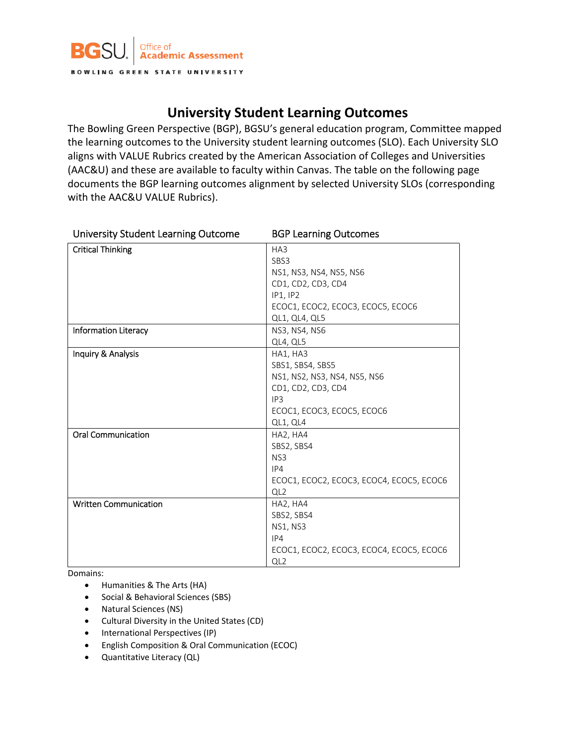BGSU. Office of Academic Assessment

BOWLING GREEN STATE UNIVERSITY

# University Student Learning Outcomes

The Bowling Green Perspective (BGP), BGSU's general education program, Committee mapped the learning outcomes to the University student learning outcomes (SLO). Each University SLO aligns with VALUE Rubrics created by the American Association of Colleges and Universities (AAC&U) and these are available to faculty within Canvas. The table on the following page documents the BGP learning outcomes alignment by selected University SLOs (corresponding with the AAC&U VALUE Rubrics).

| University Student Learning Outcome | BGP Learning Outcomes |
|---|---|
| Critical Thinking | HA3<br>SBS3<br>NS1, NS3, NS4, NS5, NS6<br>CD1, CD2, CD3, CD4<br>IP1, IP2<br>ECOC1, ECOC2, ECOC3, ECOC5, ECOC6<br>QL1, QL4, QL5 |
| Information Literacy | NS3, NS4, NS6<br>QL4, QL5 |
| Inquiry & Analysis | HA1, HA3<br>SBS1, SBS4, SBS5<br>NS1, NS2, NS3, NS4, NS5, NS6<br>CD1, CD2, CD3, CD4<br>IP3<br>ECOC1, ECOC3, ECOC5, ECOC6<br>QL1, QL4 |
| Oral Communication | HA2, HA4<br>SBS2, SBS4<br>NS3<br>IP4<br>ECOC1, ECOC2, ECOC3, ECOC4, ECOC5, ECOC6<br>QL2 |
| Written Communication | HA2, HA4<br>SBS2, SBS4<br>NS1, NS3<br>IP4<br>ECOC1, ECOC2, ECOC3, ECOC4, ECOC5, ECOC6<br>QL2 |

Domains:

- Humanities & The Arts (HA)
- Social & Behavioral Sciences (SBS)
- Natural Sciences (NS)
- Cultural Diversity in the United States (CD)
- International Perspectives (IP)
- English Composition & Oral Communication (ECOC)
- Quantitative Literacy (QL)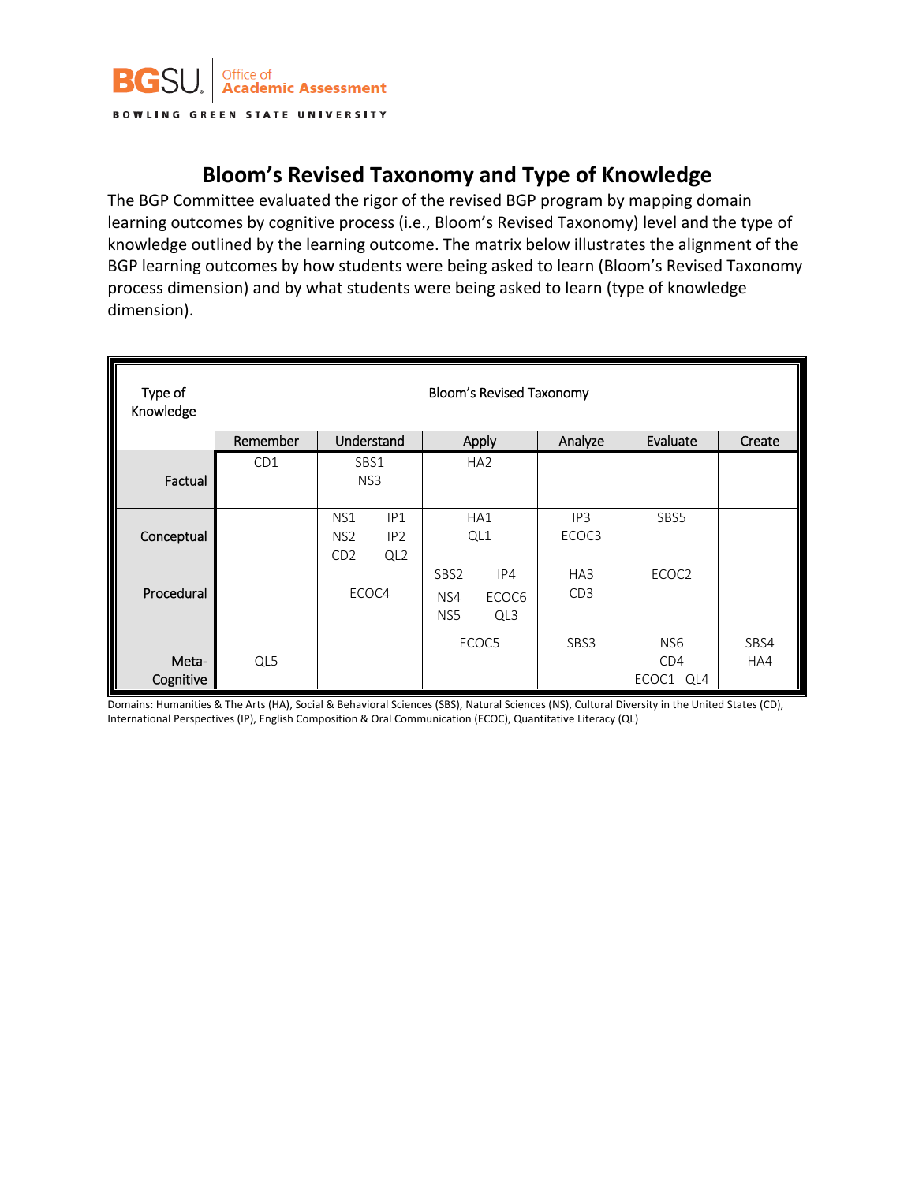## Bloom's Revised Taxonomy and Type of Knowledge

The BGP Committee evaluated the rigor of the revised BGP program by mapping domain learning outcomes by cognitive process (i.e., Bloom's Revised Taxonomy) level and the type of knowledge outlined by the learning outcome. The matrix below illustrates the alignment of the BGP learning outcomes by how students were being asked to learn (Bloom's Revised Taxonomy process dimension) and by what students were being asked to learn (type of knowledge dimension).

| Type of Knowledge | Bloom's Revised Taxonomy | | | | | |
|---|---|---|---|---|---|---|
| | Remember | Understand | Apply | Analyze | Evaluate | Create |
| Factual | CD1 | SBS1 NS3 | HA2 | | | |
| Conceptual | | NS1 IP1 NS2 IP2 CD2 QL2 | HA1 QL1 | IP3 ECOC3 | SBS5 | |
| Procedural | | ECOC4 | SBS2 IP4 NS4 ECOC6 NS5 QL3 | HA3 CD3 | ECOC2 | |
| Meta-Cognitive | QL5 | | ECOC5 | SBS3 | NS6 CD4 ECOC1 QL4 | SBS4 HA4 |

Domains: Humanities & The Arts (HA), Social & Behavioral Sciences (SBS), Natural Sciences (NS), Cultural Diversity in the United States (CD), International Perspectives (IP), English Composition & Oral Communication (ECOC), Quantitative Literacy (QL)